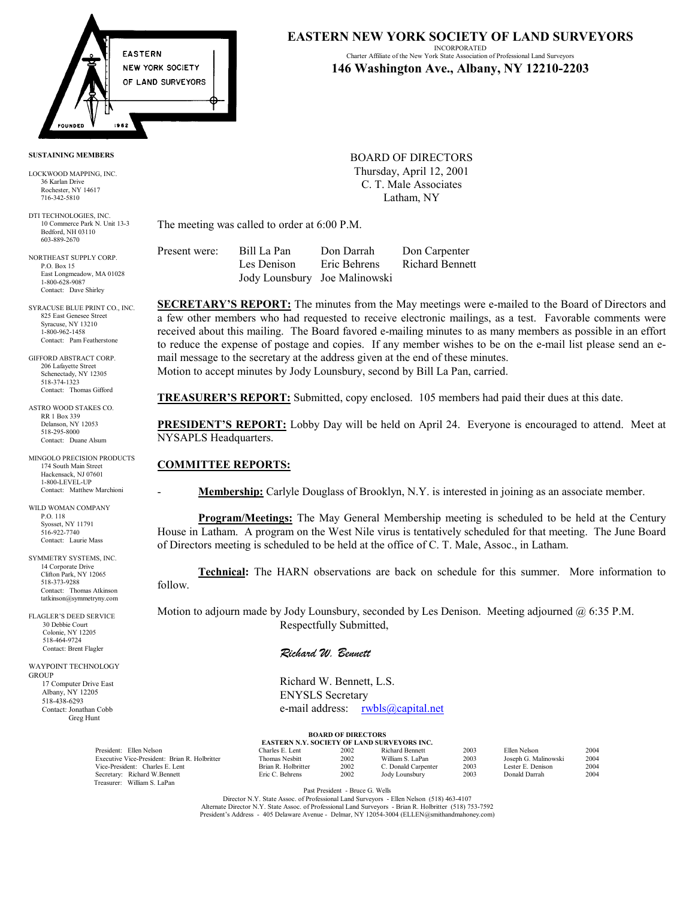# EASTERN NEW YORK SOCIETY OF LAND SURVEYORS

INCORPORATED
Charter Affiliate of the New York State Association of Professional Land Surveyors

**146 Washington Ave., Albany, NY 12210-2203**

EASTERN NEW YORK SOCIETY OF LAND SURVEYORS — FOUNDED 1962

**SUSTAINING MEMBERS**

LOCKWOOD MAPPING, INC.
36 Karlan Drive
Rochester, NY 14617
716-342-5810

DTI TECHNOLOGIES, INC.
10 Commerce Park N. Unit 13-3
Bedford, NH 03110
603-889-2670

NORTHEAST SUPPLY CORP.
P.O. Box 15
East Longmeadow, MA 01028
1-800-628-9087
Contact: Dave Shirley

SYRACUSE BLUE PRINT CO., INC.
825 East Genesee Street
Syracuse, NY 13210
1-800-962-1458
Contact: Pam Featherstone

GIFFORD ABSTRACT CORP.
206 Lafayette Street
Schenectady, NY 12305
518-374-1323
Contact: Thomas Gifford

ASTRO WOOD STAKES CO.
RR 1 Box 339
Delanson, NY 12053
518-295-8000
Contact: Duane Alsum

MINGOLO PRECISION PRODUCTS
174 South Main Street
Hackensack, NJ 07601
1-800-LEVEL-UP
Contact: Matthew Marchioni

WILD WOMAN COMPANY
P.O. 118
Syosset, NY 11791
516-922-7740
Contact: Laurie Mass

SYMMETRY SYSTEMS, INC.
14 Corporate Drive
Clifton Park, NY 12065
518-373-9288
Contact: Thomas Atkinson
tatkinson@symmetryny.com

FLAGLER'S DEED SERVICE
30 Debbie Court
Colonie, NY 12205
518-464-9724
Contact: Brent Flagler

WAYPOINT TECHNOLOGY GROUP
17 Computer Drive East
Albany, NY 12205
518-438-6293
Contact: Jonathan Cobb
Greg Hunt

BOARD OF DIRECTORS
Thursday, April 12, 2001
C. T. Male Associates
Latham, NY

The meeting was called to order at 6:00 P.M.

| Present were: | Bill La Pan | Don Darrah | Don Carpenter |
|---|---|---|---|
| | Les Denison | Eric Behrens | Richard Bennett |
| | Jody Lounsbury | Joe Malinowski | |

**SECRETARY'S REPORT:** The minutes from the May meetings were e-mailed to the Board of Directors and a few other members who had requested to receive electronic mailings, as a test. Favorable comments were received about this mailing. The Board favored e-mailing minutes to as many members as possible in an effort to reduce the expense of postage and copies. If any member wishes to be on the e-mail list please send an e-mail message to the secretary at the address given at the end of these minutes.
Motion to accept minutes by Jody Lounsbury, second by Bill La Pan, carried.

**TREASURER'S REPORT:** Submitted, copy enclosed. 105 members had paid their dues at this date.

**PRESIDENT'S REPORT:** Lobby Day will be held on April 24. Everyone is encouraged to attend. Meet at NYSAPLS Headquarters.

**COMMITTEE REPORTS:**

- **Membership:** Carlyle Douglass of Brooklyn, N.Y. is interested in joining as an associate member.

**Program/Meetings:** The May General Membership meeting is scheduled to be held at the Century House in Latham. A program on the West Nile virus is tentatively scheduled for that meeting. The June Board of Directors meeting is scheduled to be held at the office of C. T. Male, Assoc., in Latham.

**Technical:** The HARN observations are back on schedule for this summer. More information to follow.

Motion to adjourn made by Jody Lounsbury, seconded by Les Denison. Meeting adjourned @ 6:35 P.M.

Respectfully Submitted,

*Richard W. Bennett*

Richard W. Bennett, L.S.
ENYSLS Secretary
e-mail address: rwbls@capital.net

**BOARD OF DIRECTORS**
**EASTERN N.Y. SOCIETY OF LAND SURVEYORS INC.**

| Officers | | | | | | |
|---|---|---|---|---|---|---|
| President: Ellen Nelson | Charles E. Lent | 2002 | Richard Bennett | 2003 | Ellen Nelson | 2004 |
| Executive Vice-President: Brian R. Holbritter | Thomas Nesbitt | 2002 | William S. LaPan | 2003 | Joseph G. Malinowski | 2004 |
| Vice-President: Charles E. Lent | Brian R. Holbritter | 2002 | C. Donald Carpenter | 2003 | Lester E. Denison | 2004 |
| Secretary: Richard W.Bennett | Eric C. Behrens | 2002 | Jody Lounsbury | 2003 | Donald Darrah | 2004 |
| Treasurer: William S. LaPan | | | | | | |

Past President - Bruce G. Wells
Director N.Y. State Assoc. of Professional Land Surveyors - Ellen Nelson (518) 463-4107
Alternate Director N.Y. State Assoc. of Professional Land Surveyors - Brian R. Holbritter (518) 753-7592
President's Address - 405 Delaware Avenue - Delmar, NY 12054-3004 (ELLEN@smithandmahoney.com)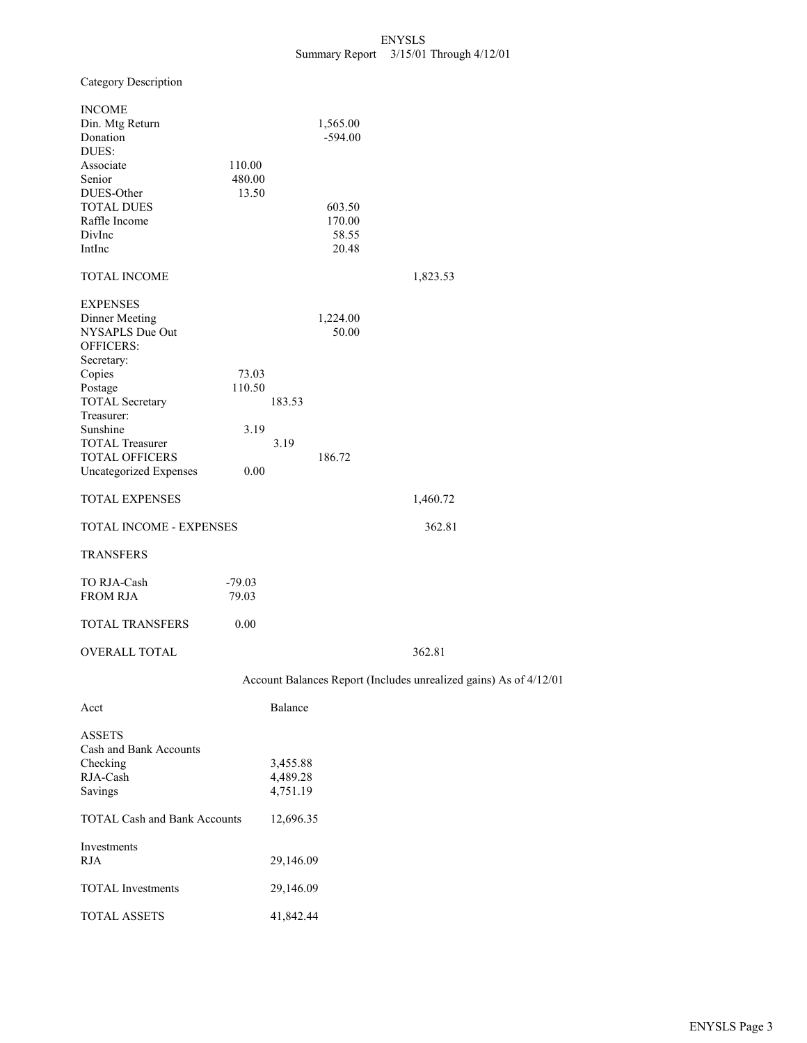# ENYSLS

## Summary Report 3/15/01 Through 4/12/01

| Category Description | | | | |
|---|---|---|---|---|
| **INCOME** | | | | |
| Din. Mtg Return | | | 1,565.00 | |
| Donation | | | -594.00 | |
| DUES: | | | | |
| Associate | 110.00 | | | |
| Senior | 480.00 | | | |
| DUES-Other | 13.50 | | | |
| TOTAL DUES | | | 603.50 | |
| Raffle Income | | | 170.00 | |
| DivInc | | | 58.55 | |
| IntInc | | | 20.48 | |
| TOTAL INCOME | | | | 1,823.53 |
| **EXPENSES** | | | | |
| Dinner Meeting | | | 1,224.00 | |
| NYSAPLS Due Out | | | 50.00 | |
| OFFICERS: | | | | |
| Secretary: | | | | |
| Copies | 73.03 | | | |
| Postage | 110.50 | | | |
| TOTAL Secretary | | 183.53 | | |
| Treasurer: | | | | |
| Sunshine | 3.19 | | | |
| TOTAL Treasurer | | 3.19 | | |
| TOTAL OFFICERS | | | 186.72 | |
| Uncategorized Expenses | 0.00 | | | |
| TOTAL EXPENSES | | | | 1,460.72 |
| TOTAL INCOME - EXPENSES | | | | 362.81 |
| **TRANSFERS** | | | | |
| TO RJA-Cash | -79.03 | | | |
| FROM RJA | 79.03 | | | |
| TOTAL TRANSFERS | 0.00 | | | |
| OVERALL TOTAL | | | | 362.81 |

## Account Balances Report (Includes unrealized gains) As of 4/12/01

| Acct | Balance |
|---|---|
| **ASSETS** | |
| Cash and Bank Accounts | |
| Checking | 3,455.88 |
| RJA-Cash | 4,489.28 |
| Savings | 4,751.19 |
| TOTAL Cash and Bank Accounts | 12,696.35 |
| Investments | |
| RJA | 29,146.09 |
| TOTAL Investments | 29,146.09 |
| TOTAL ASSETS | 41,842.44 |